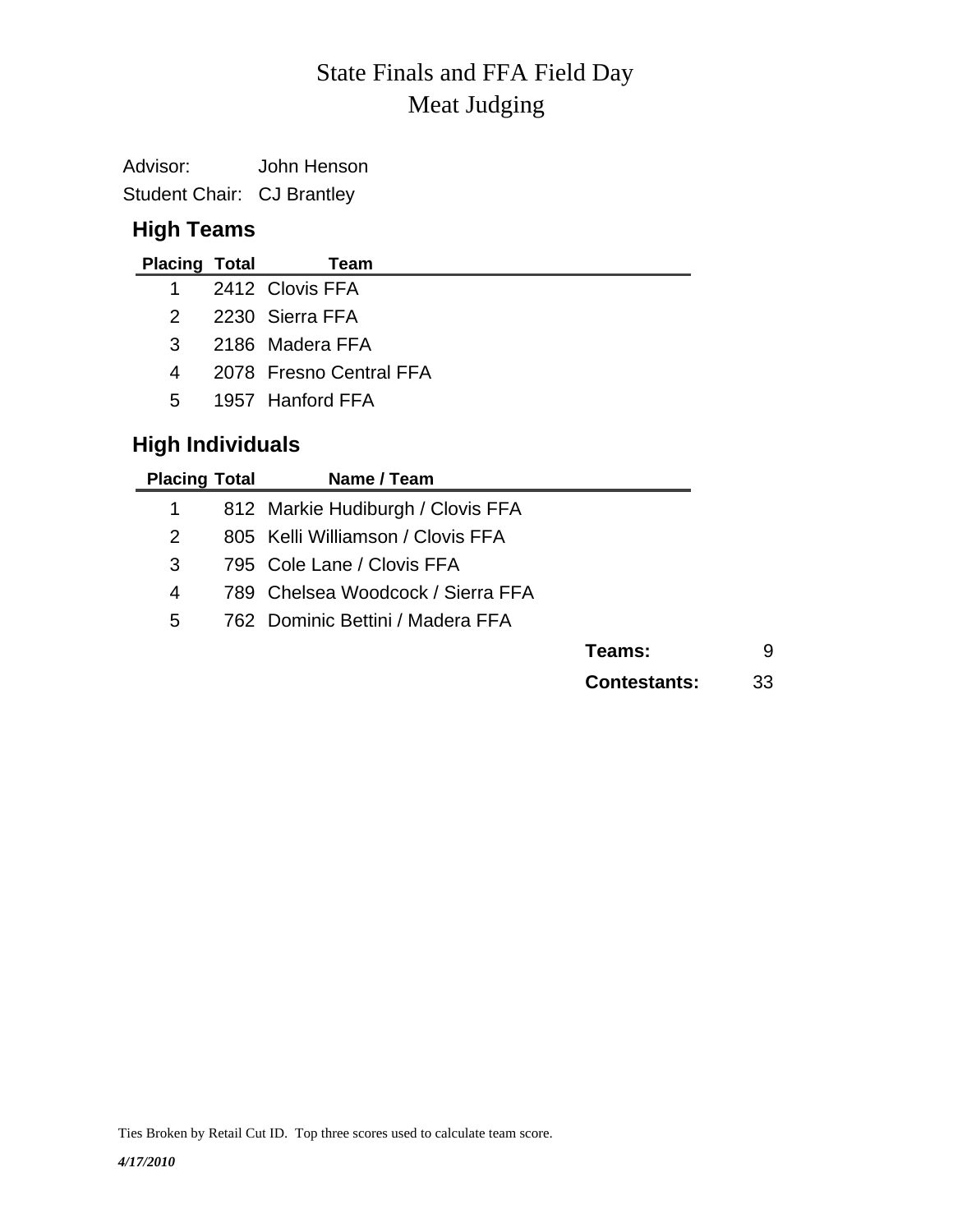# State Finals and FFA Field Day
# Meat Judging

Advisor: John Henson
Student Chair: CJ Brantley

## High Teams

| Placing | Total | Team |
|---|---|---|
| 1 | 2412 | Clovis FFA |
| 2 | 2230 | Sierra FFA |
| 3 | 2186 | Madera FFA |
| 4 | 2078 | Fresno Central FFA |
| 5 | 1957 | Hanford FFA |

## High Individuals

| Placing | Total | Name / Team |
|---|---|---|
| 1 | 812 | Markie Hudiburgh / Clovis FFA |
| 2 | 805 | Kelli Williamson / Clovis FFA |
| 3 | 795 | Cole Lane / Clovis FFA |
| 4 | 789 | Chelsea Woodcock / Sierra FFA |
| 5 | 762 | Dominic Bettini / Madera FFA |

**Teams:** 9

**Contestants:** 33

Ties Broken by Retail Cut ID. Top three scores used to calculate team score.

*4/17/2010*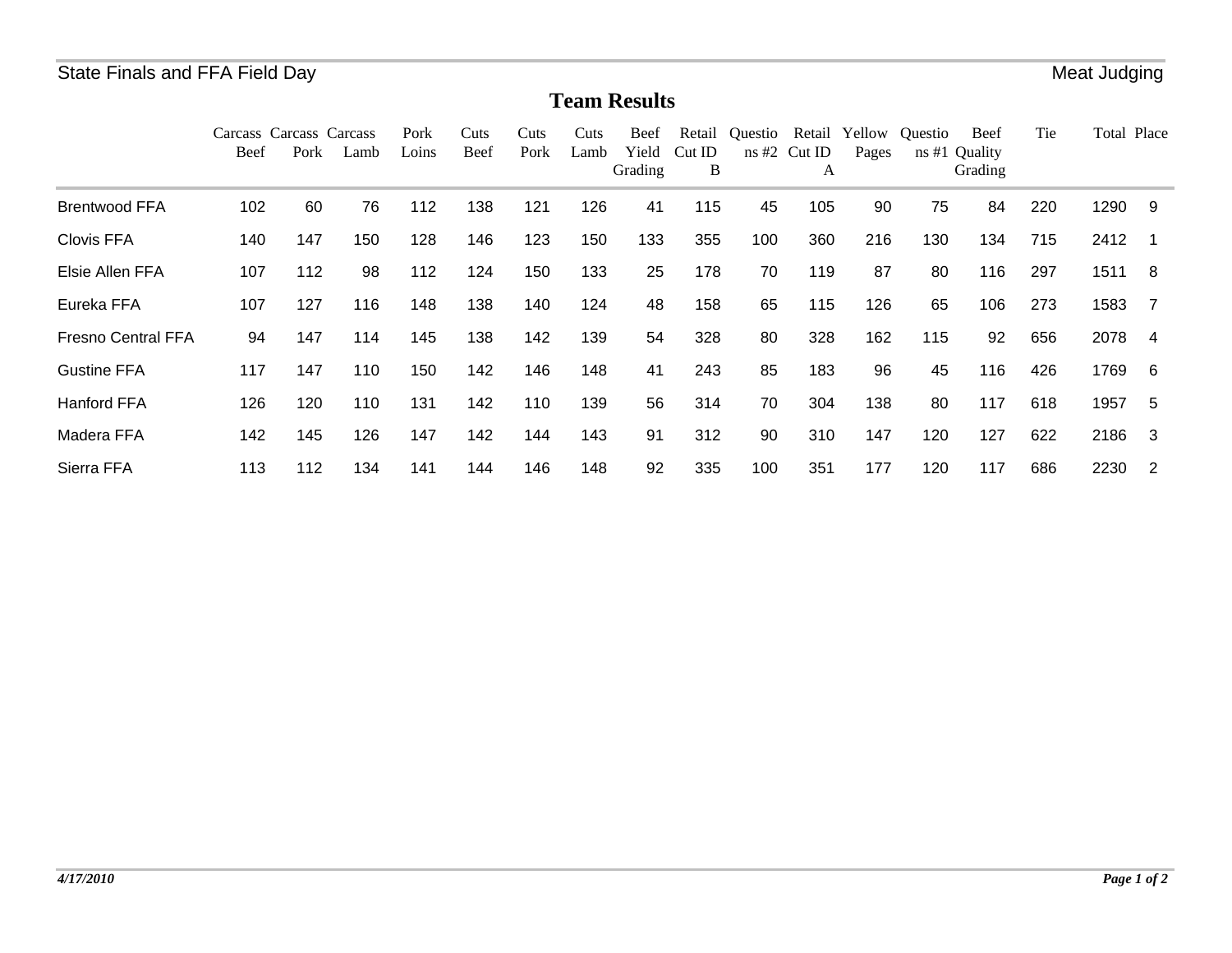## Team Results

| | Carcass Beef | Carcass Pork | Carcass Lamb | Pork Loins | Cuts Beef | Cuts Pork | Cuts Lamb | Beef Yield Grading | Retail Cut ID B | Questions #2 | Retail Cut ID A | Yellow Pages | Questions #1 | Beef Quality Grading | Tie | Total | Place |
|---|---|---|---|---|---|---|---|---|---|---|---|---|---|---|---|---|---|
| Brentwood FFA | 102 | 60 | 76 | 112 | 138 | 121 | 126 | 41 | 115 | 45 | 105 | 90 | 75 | 84 | 220 | 1290 | 9 |
| Clovis FFA | 140 | 147 | 150 | 128 | 146 | 123 | 150 | 133 | 355 | 100 | 360 | 216 | 130 | 134 | 715 | 2412 | 1 |
| Elsie Allen FFA | 107 | 112 | 98 | 112 | 124 | 150 | 133 | 25 | 178 | 70 | 119 | 87 | 80 | 116 | 297 | 1511 | 8 |
| Eureka FFA | 107 | 127 | 116 | 148 | 138 | 140 | 124 | 48 | 158 | 65 | 115 | 126 | 65 | 106 | 273 | 1583 | 7 |
| Fresno Central FFA | 94 | 147 | 114 | 145 | 138 | 142 | 139 | 54 | 328 | 80 | 328 | 162 | 115 | 92 | 656 | 2078 | 4 |
| Gustine FFA | 117 | 147 | 110 | 150 | 142 | 146 | 148 | 41 | 243 | 85 | 183 | 96 | 45 | 116 | 426 | 1769 | 6 |
| Hanford FFA | 126 | 120 | 110 | 131 | 142 | 110 | 139 | 56 | 314 | 70 | 304 | 138 | 80 | 117 | 618 | 1957 | 5 |
| Madera FFA | 142 | 145 | 126 | 147 | 142 | 144 | 143 | 91 | 312 | 90 | 310 | 147 | 120 | 127 | 622 | 2186 | 3 |
| Sierra FFA | 113 | 112 | 134 | 141 | 144 | 146 | 148 | 92 | 335 | 100 | 351 | 177 | 120 | 117 | 686 | 2230 | 2 |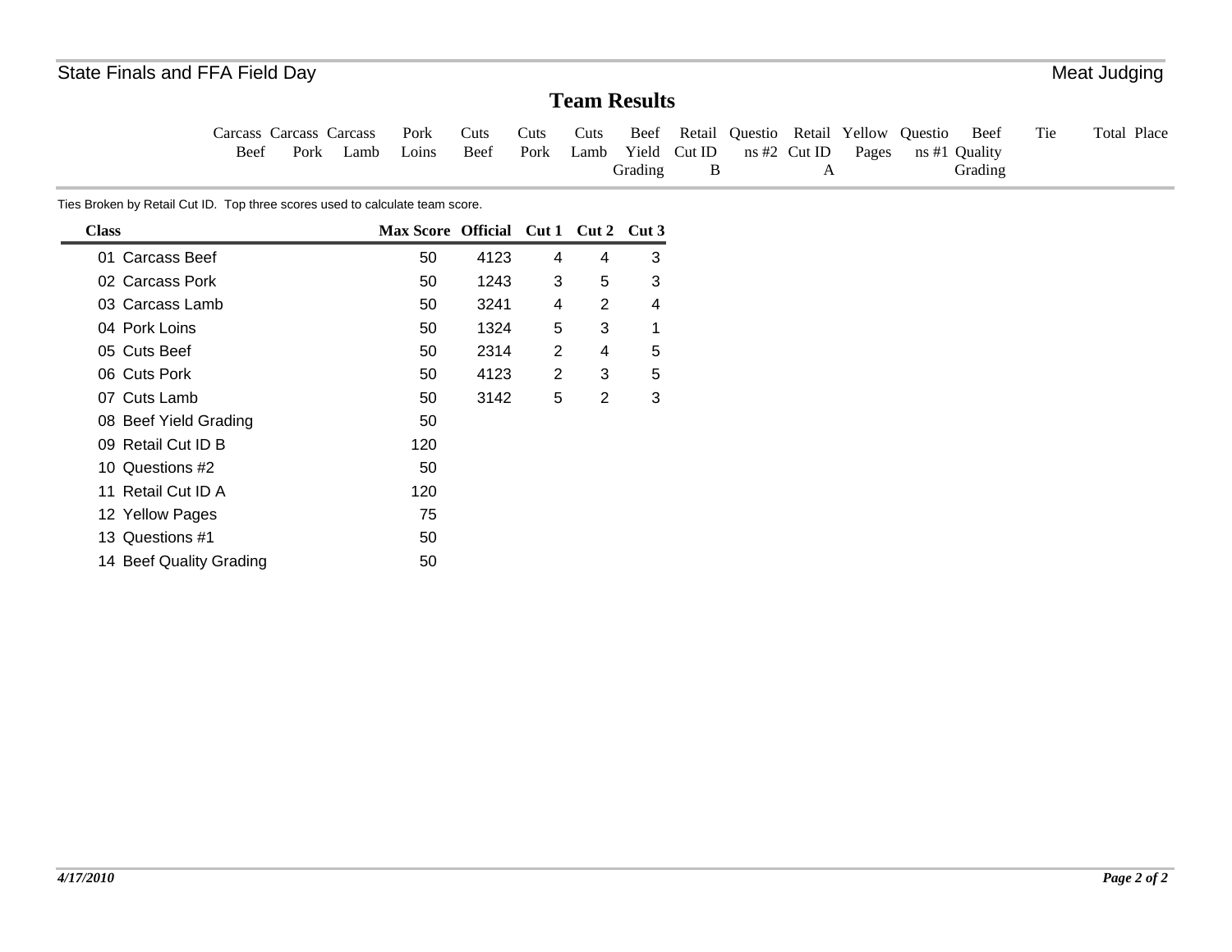# Team Results

| Carcass Beef | Carcass Pork | Carcass Lamb | Pork Loins | Cuts Beef | Cuts Pork | Cuts Lamb | Beef Yield Grading | Retail Cut ID B | Questions #2 | Retail Cut ID A | Yellow Pages | Questions #1 | Beef Quality Grading | Tie | Total | Place |
|---|---|---|---|---|---|---|---|---|---|---|---|---|---|---|---|---|

Ties Broken by Retail Cut ID. Top three scores used to calculate team score.

| Class | Max Score | Official | Cut 1 | Cut 2 | Cut 3 |
|---|---|---|---|---|---|
| 01 Carcass Beef | 50 | 4123 | 4 | 4 | 3 |
| 02 Carcass Pork | 50 | 1243 | 3 | 5 | 3 |
| 03 Carcass Lamb | 50 | 3241 | 4 | 2 | 4 |
| 04 Pork Loins | 50 | 1324 | 5 | 3 | 1 |
| 05 Cuts Beef | 50 | 2314 | 2 | 4 | 5 |
| 06 Cuts Pork | 50 | 4123 | 2 | 3 | 5 |
| 07 Cuts Lamb | 50 | 3142 | 5 | 2 | 3 |
| 08 Beef Yield Grading | 50 | | | | |
| 09 Retail Cut ID B | 120 | | | | |
| 10 Questions #2 | 50 | | | | |
| 11 Retail Cut ID A | 120 | | | | |
| 12 Yellow Pages | 75 | | | | |
| 13 Questions #1 | 50 | | | | |
| 14 Beef Quality Grading | 50 | | | | |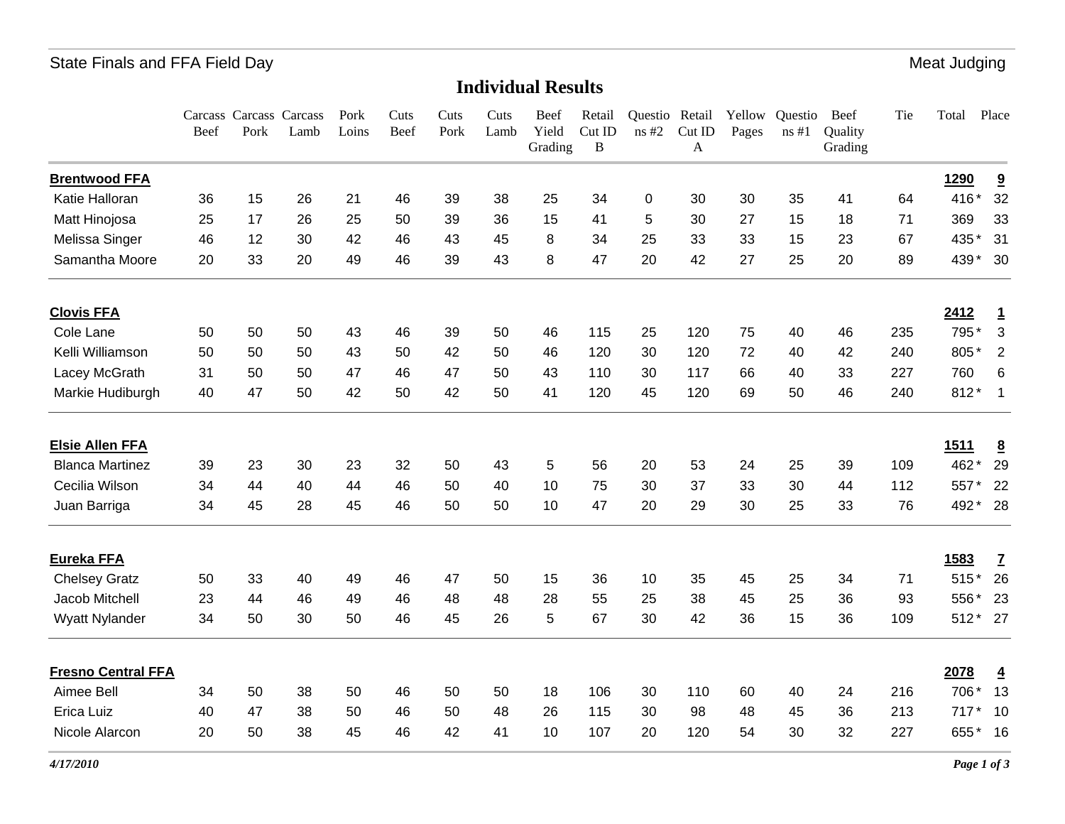State Finals and FFA Field Day — Meat Judging

## Individual Results

| | Carcass Beef | Carcass Pork | Carcass Lamb | Pork Loins | Cuts Beef | Cuts Pork | Cuts Lamb | Beef Yield Grading | Retail Cut ID B | Questions #2 | Retail Cut ID A | Yellow Pages | Questions #1 | Beef Quality Grading | Tie | Total | Place |
|---|---|---|---|---|---|---|---|---|---|---|---|---|---|---|---|---|---|
| **Brentwood FFA** | | | | | | | | | | | | | | | | **1290** | **9** |
| Katie Halloran | 36 | 15 | 26 | 21 | 46 | 39 | 38 | 25 | 34 | 0 | 30 | 30 | 35 | 41 | 64 | 416 * | 32 |
| Matt Hinojosa | 25 | 17 | 26 | 25 | 50 | 39 | 36 | 15 | 41 | 5 | 30 | 27 | 15 | 18 | 71 | 369 | 33 |
| Melissa Singer | 46 | 12 | 30 | 42 | 46 | 43 | 45 | 8 | 34 | 25 | 33 | 33 | 15 | 23 | 67 | 435 * | 31 |
| Samantha Moore | 20 | 33 | 20 | 49 | 46 | 39 | 43 | 8 | 47 | 20 | 42 | 27 | 25 | 20 | 89 | 439 * | 30 |
| **Clovis FFA** | | | | | | | | | | | | | | | | **2412** | **1** |
| Cole Lane | 50 | 50 | 50 | 43 | 46 | 39 | 50 | 46 | 115 | 25 | 120 | 75 | 40 | 46 | 235 | 795 * | 3 |
| Kelli Williamson | 50 | 50 | 50 | 43 | 50 | 42 | 50 | 46 | 120 | 30 | 120 | 72 | 40 | 42 | 240 | 805 * | 2 |
| Lacey McGrath | 31 | 50 | 50 | 47 | 46 | 47 | 50 | 43 | 110 | 30 | 117 | 66 | 40 | 33 | 227 | 760 | 6 |
| Markie Hudiburgh | 40 | 47 | 50 | 42 | 50 | 42 | 50 | 41 | 120 | 45 | 120 | 69 | 50 | 46 | 240 | 812 * | 1 |
| **Elsie Allen FFA** | | | | | | | | | | | | | | | | **1511** | **8** |
| Blanca Martinez | 39 | 23 | 30 | 23 | 32 | 50 | 43 | 5 | 56 | 20 | 53 | 24 | 25 | 39 | 109 | 462 * | 29 |
| Cecilia Wilson | 34 | 44 | 40 | 44 | 46 | 50 | 40 | 10 | 75 | 30 | 37 | 33 | 30 | 44 | 112 | 557 * | 22 |
| Juan Barriga | 34 | 45 | 28 | 45 | 46 | 50 | 50 | 10 | 47 | 20 | 29 | 30 | 25 | 33 | 76 | 492 * | 28 |
| **Eureka FFA** | | | | | | | | | | | | | | | | **1583** | **7** |
| Chelsey Gratz | 50 | 33 | 40 | 49 | 46 | 47 | 50 | 15 | 36 | 10 | 35 | 45 | 25 | 34 | 71 | 515 * | 26 |
| Jacob Mitchell | 23 | 44 | 46 | 49 | 46 | 48 | 48 | 28 | 55 | 25 | 38 | 45 | 25 | 36 | 93 | 556 * | 23 |
| Wyatt Nylander | 34 | 50 | 30 | 50 | 46 | 45 | 26 | 5 | 67 | 30 | 42 | 36 | 15 | 36 | 109 | 512 * | 27 |
| **Fresno Central FFA** | | | | | | | | | | | | | | | | **2078** | **4** |
| Aimee Bell | 34 | 50 | 38 | 50 | 46 | 50 | 50 | 18 | 106 | 30 | 110 | 60 | 40 | 24 | 216 | 706 * | 13 |
| Erica Luiz | 40 | 47 | 38 | 50 | 46 | 50 | 48 | 26 | 115 | 30 | 98 | 48 | 45 | 36 | 213 | 717 * | 10 |
| Nicole Alarcon | 20 | 50 | 38 | 45 | 46 | 42 | 41 | 10 | 107 | 20 | 120 | 54 | 30 | 32 | 227 | 655 * | 16 |

*4/17/2010*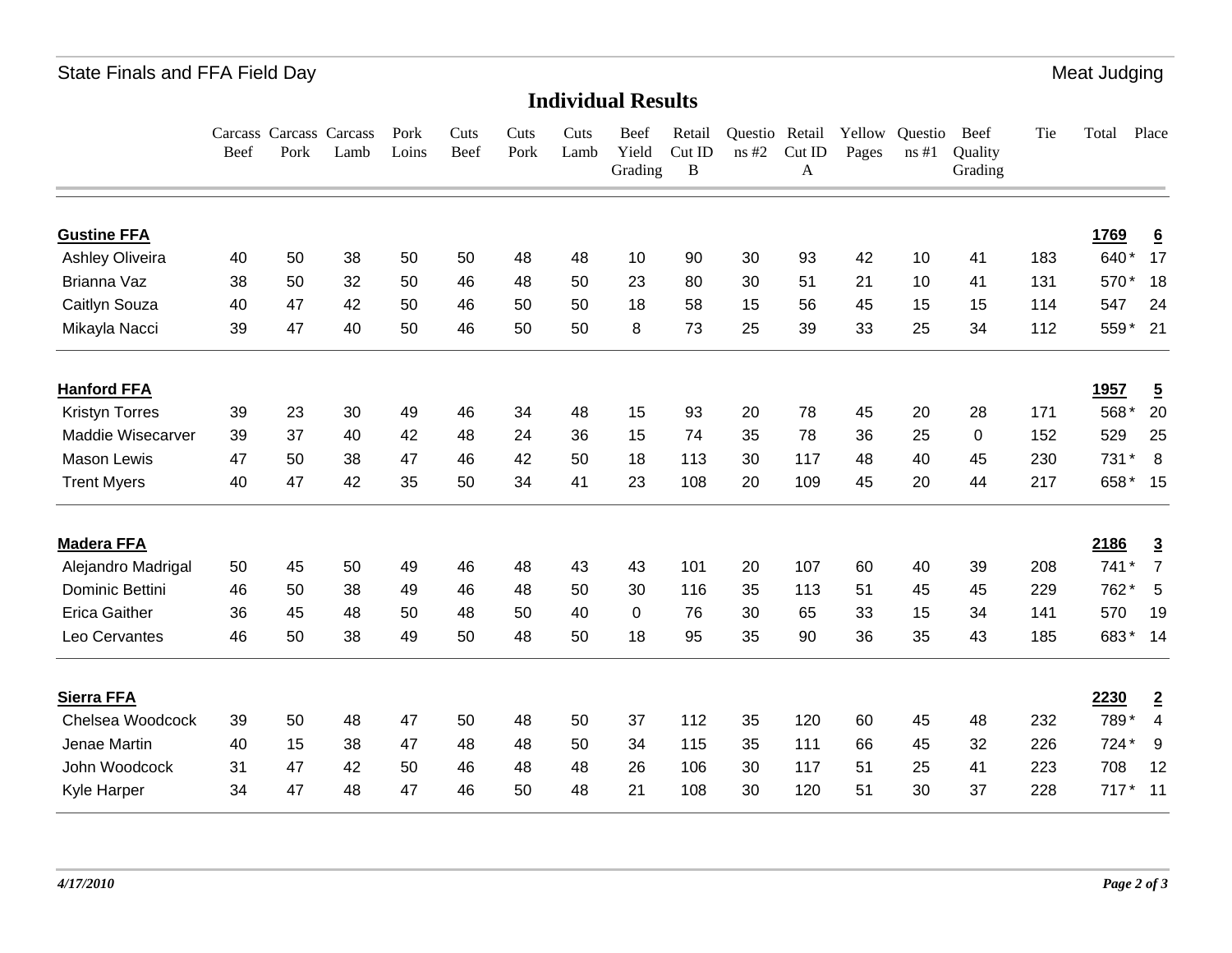State Finals and FFA Field Day — Meat Judging

## Individual Results

| | Carcass Beef | Carcass Pork | Carcass Lamb | Pork Loins | Cuts Beef | Cuts Pork | Cuts Lamb | Beef Yield Grading | Retail Cut ID B | Questions #2 | Retail Cut ID A | Yellow Pages | Questions #1 | Beef Quality Grading | Tie | Total | Place |
|---|---|---|---|---|---|---|---|---|---|---|---|---|---|---|---|---|---|
| **Gustine FFA** | | | | | | | | | | | | | | | | **1769** | **6** |
| Ashley Oliveira | 40 | 50 | 38 | 50 | 50 | 48 | 48 | 10 | 90 | 30 | 93 | 42 | 10 | 41 | 183 | 640 * | 17 |
| Brianna Vaz | 38 | 50 | 32 | 50 | 46 | 48 | 50 | 23 | 80 | 30 | 51 | 21 | 10 | 41 | 131 | 570 * | 18 |
| Caitlyn Souza | 40 | 47 | 42 | 50 | 46 | 50 | 50 | 18 | 58 | 15 | 56 | 45 | 15 | 15 | 114 | 547 | 24 |
| Mikayla Nacci | 39 | 47 | 40 | 50 | 46 | 50 | 50 | 8 | 73 | 25 | 39 | 33 | 25 | 34 | 112 | 559 * | 21 |
| **Hanford FFA** | | | | | | | | | | | | | | | | **1957** | **5** |
| Kristyn Torres | 39 | 23 | 30 | 49 | 46 | 34 | 48 | 15 | 93 | 20 | 78 | 45 | 20 | 28 | 171 | 568 * | 20 |
| Maddie Wisecarver | 39 | 37 | 40 | 42 | 48 | 24 | 36 | 15 | 74 | 35 | 78 | 36 | 25 | 0 | 152 | 529 | 25 |
| Mason Lewis | 47 | 50 | 38 | 47 | 46 | 42 | 50 | 18 | 113 | 30 | 117 | 48 | 40 | 45 | 230 | 731 * | 8 |
| Trent Myers | 40 | 47 | 42 | 35 | 50 | 34 | 41 | 23 | 108 | 20 | 109 | 45 | 20 | 44 | 217 | 658 * | 15 |
| **Madera FFA** | | | | | | | | | | | | | | | | **2186** | **3** |
| Alejandro Madrigal | 50 | 45 | 50 | 49 | 46 | 48 | 43 | 43 | 101 | 20 | 107 | 60 | 40 | 39 | 208 | 741 * | 7 |
| Dominic Bettini | 46 | 50 | 38 | 49 | 46 | 48 | 50 | 30 | 116 | 35 | 113 | 51 | 45 | 45 | 229 | 762 * | 5 |
| Erica Gaither | 36 | 45 | 48 | 50 | 48 | 50 | 40 | 0 | 76 | 30 | 65 | 33 | 15 | 34 | 141 | 570 | 19 |
| Leo Cervantes | 46 | 50 | 38 | 49 | 50 | 48 | 50 | 18 | 95 | 35 | 90 | 36 | 35 | 43 | 185 | 683 * | 14 |
| **Sierra FFA** | | | | | | | | | | | | | | | | **2230** | **2** |
| Chelsea Woodcock | 39 | 50 | 48 | 47 | 50 | 48 | 50 | 37 | 112 | 35 | 120 | 60 | 45 | 48 | 232 | 789 * | 4 |
| Jenae Martin | 40 | 15 | 38 | 47 | 48 | 48 | 50 | 34 | 115 | 35 | 111 | 66 | 45 | 32 | 226 | 724 * | 9 |
| John Woodcock | 31 | 47 | 42 | 50 | 46 | 48 | 48 | 26 | 106 | 30 | 117 | 51 | 25 | 41 | 223 | 708 | 12 |
| Kyle Harper | 34 | 47 | 48 | 47 | 46 | 50 | 48 | 21 | 108 | 30 | 120 | 51 | 30 | 37 | 228 | 717 * | 11 |

*4/17/2010*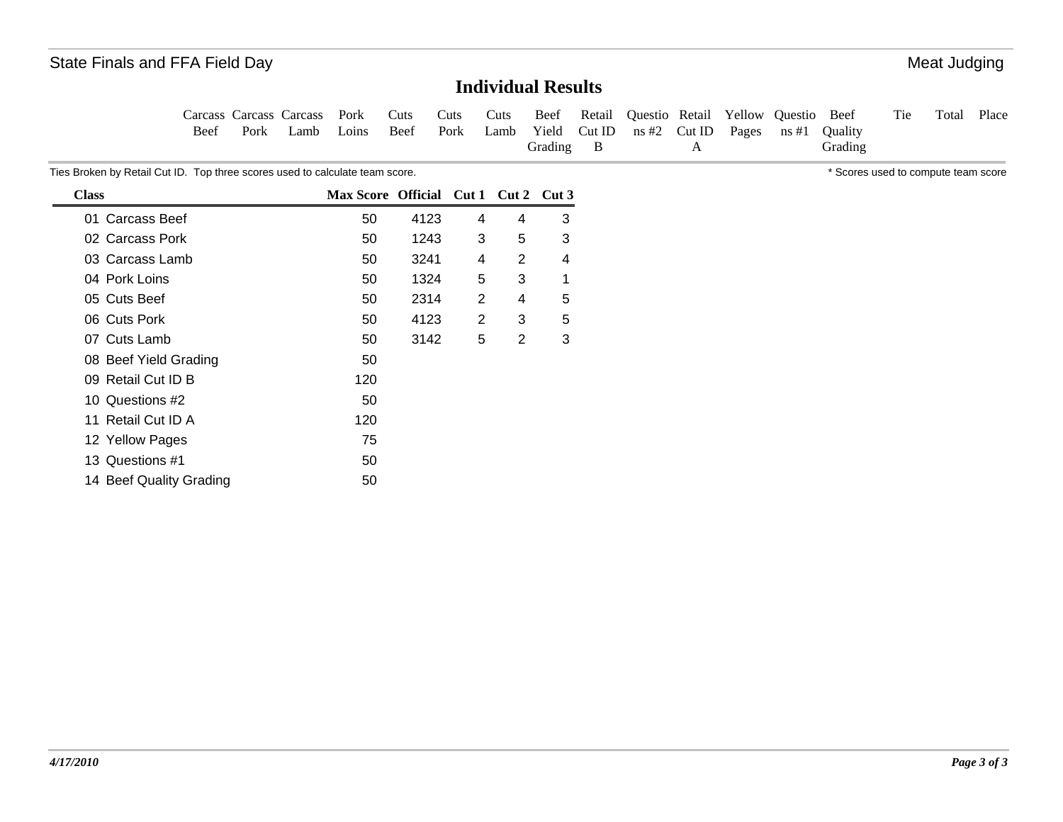## Individual Results

| Carcass Beef | Carcass Pork | Carcass Lamb | Pork Loins | Cuts Beef | Cuts Pork | Cuts Lamb | Beef Yield Grading | Retail Cut ID B | Questions #2 | Retail Cut ID A | Yellow Pages | Questions #1 | Beef Quality Grading | Tie | Total | Place |
|---|---|---|---|---|---|---|---|---|---|---|---|---|---|---|---|---|

Ties Broken by Retail Cut ID. Top three scores used to calculate team score.

\* Scores used to compute team score

| Class | Max Score | Official | Cut 1 | Cut 2 | Cut 3 |
|---|---|---|---|---|---|
| 01 Carcass Beef | 50 | 4123 | 4 | 4 | 3 |
| 02 Carcass Pork | 50 | 1243 | 3 | 5 | 3 |
| 03 Carcass Lamb | 50 | 3241 | 4 | 2 | 4 |
| 04 Pork Loins | 50 | 1324 | 5 | 3 | 1 |
| 05 Cuts Beef | 50 | 2314 | 2 | 4 | 5 |
| 06 Cuts Pork | 50 | 4123 | 2 | 3 | 5 |
| 07 Cuts Lamb | 50 | 3142 | 5 | 2 | 3 |
| 08 Beef Yield Grading | 50 | | | | |
| 09 Retail Cut ID B | 120 | | | | |
| 10 Questions #2 | 50 | | | | |
| 11 Retail Cut ID A | 120 | | | | |
| 12 Yellow Pages | 75 | | | | |
| 13 Questions #1 | 50 | | | | |
| 14 Beef Quality Grading | 50 | | | | |

*4/17/2010*